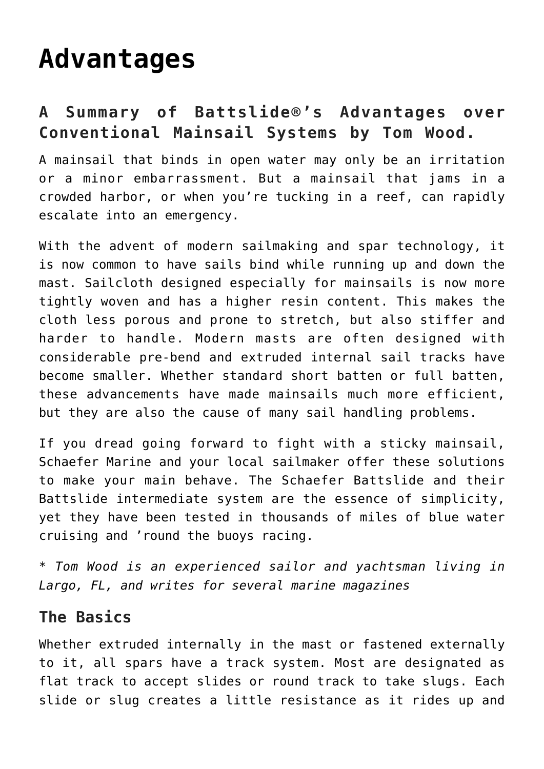# Advantages

### A Summary of Battslide®'s Advantages over Conventional Mainsail Systems by Tom Wood.

A mainsail that binds in open water may only be an irritation or a minor embarrassment. But a mainsail that jams in a crowded harbor, or when you're tucking in a reef, can rapidly escalate into an emergency.

With the advent of modern sailmaking and spar technology, it is now common to have sails bind while running up and down the mast. Sailcloth designed especially for mainsails is now more tightly woven and has a higher resin content. This makes the cloth less porous and prone to stretch, but also stiffer and harder to handle. Modern masts are often designed with considerable pre-bend and extruded internal sail tracks have become smaller. Whether standard short batten or full batten, these advancements have made mainsails much more efficient, but they are also the cause of many sail handling problems.

If you dread going forward to fight with a sticky mainsail, Schaefer Marine and your local sailmaker offer these solutions to make your main behave. The Schaefer Battslide and their Battslide intermediate system are the essence of simplicity, yet they have been tested in thousands of miles of blue water cruising and 'round the buoys racing.

* *Tom Wood is an experienced sailor and yachtsman living in Largo, FL, and writes for several marine magazines*

### The Basics

Whether extruded internally in the mast or fastened externally to it, all spars have a track system. Most are designated as flat track to accept slides or round track to take slugs. Each slide or slug creates a little resistance as it rides up and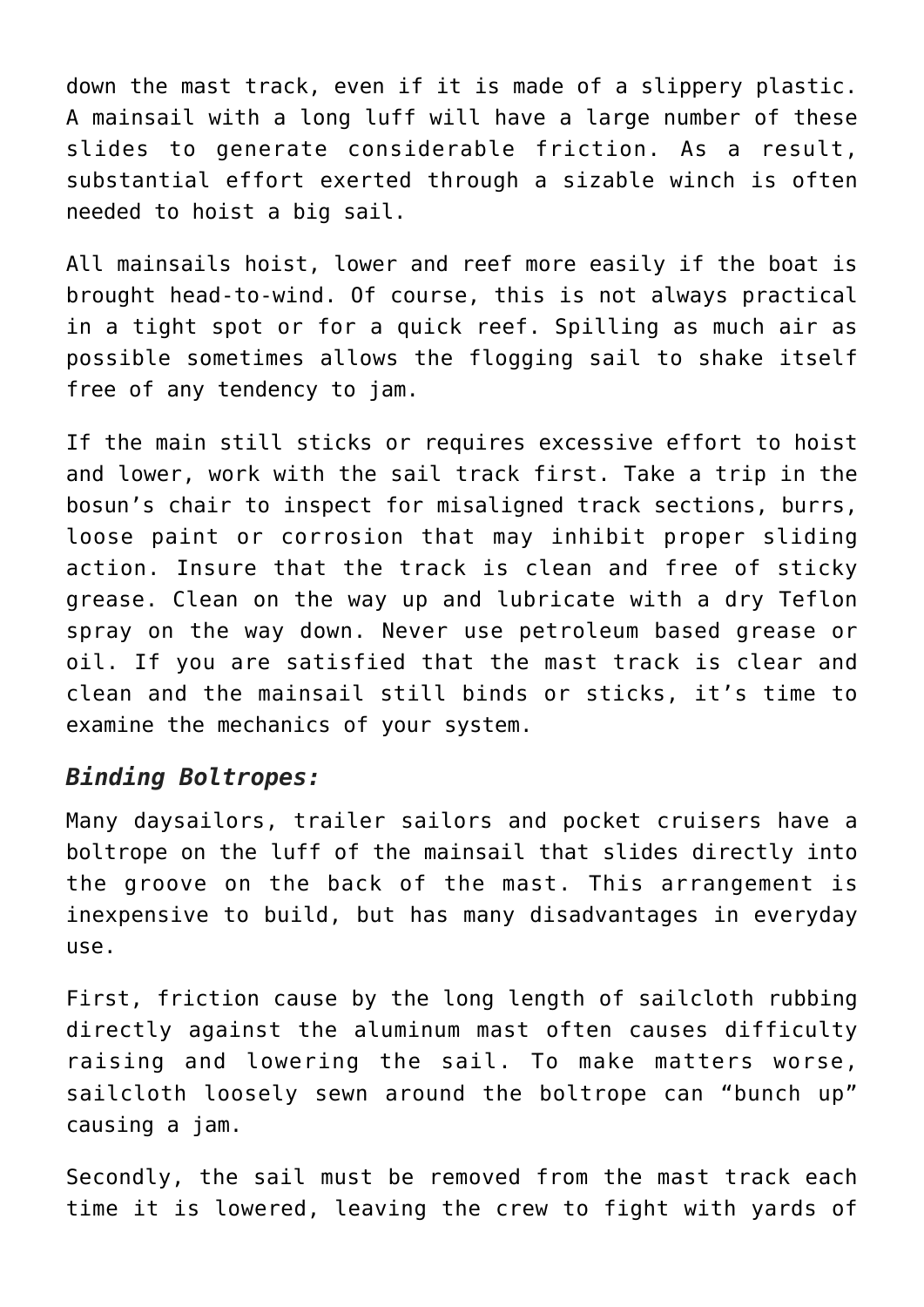down the mast track, even if it is made of a slippery plastic. A mainsail with a long luff will have a large number of these slides to generate considerable friction. As a result, substantial effort exerted through a sizable winch is often needed to hoist a big sail.

All mainsails hoist, lower and reef more easily if the boat is brought head-to-wind. Of course, this is not always practical in a tight spot or for a quick reef. Spilling as much air as possible sometimes allows the flogging sail to shake itself free of any tendency to jam.

If the main still sticks or requires excessive effort to hoist and lower, work with the sail track first. Take a trip in the bosun's chair to inspect for misaligned track sections, burrs, loose paint or corrosion that may inhibit proper sliding action. Insure that the track is clean and free of sticky grease. Clean on the way up and lubricate with a dry Teflon spray on the way down. Never use petroleum based grease or oil. If you are satisfied that the mast track is clear and clean and the mainsail still binds or sticks, it's time to examine the mechanics of your system.

### ***Binding Boltropes:***

Many daysailors, trailer sailors and pocket cruisers have a boltrope on the luff of the mainsail that slides directly into the groove on the back of the mast. This arrangement is inexpensive to build, but has many disadvantages in everyday use.

First, friction cause by the long length of sailcloth rubbing directly against the aluminum mast often causes difficulty raising and lowering the sail. To make matters worse, sailcloth loosely sewn around the boltrope can "bunch up" causing a jam.

Secondly, the sail must be removed from the mast track each time it is lowered, leaving the crew to fight with yards of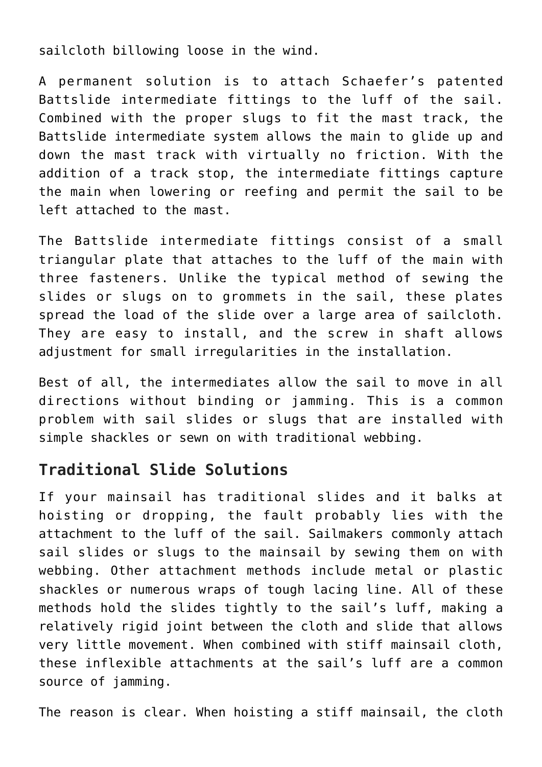sailcloth billowing loose in the wind.

A permanent solution is to attach Schaefer's patented Battslide intermediate fittings to the luff of the sail. Combined with the proper slugs to fit the mast track, the Battslide intermediate system allows the main to glide up and down the mast track with virtually no friction. With the addition of a track stop, the intermediate fittings capture the main when lowering or reefing and permit the sail to be left attached to the mast.

The Battslide intermediate fittings consist of a small triangular plate that attaches to the luff of the main with three fasteners. Unlike the typical method of sewing the slides or slugs on to grommets in the sail, these plates spread the load of the slide over a large area of sailcloth. They are easy to install, and the screw in shaft allows adjustment for small irregularities in the installation.

Best of all, the intermediates allow the sail to move in all directions without binding or jamming. This is a common problem with sail slides or slugs that are installed with simple shackles or sewn on with traditional webbing.

## Traditional Slide Solutions

If your mainsail has traditional slides and it balks at hoisting or dropping, the fault probably lies with the attachment to the luff of the sail. Sailmakers commonly attach sail slides or slugs to the mainsail by sewing them on with webbing. Other attachment methods include metal or plastic shackles or numerous wraps of tough lacing line. All of these methods hold the slides tightly to the sail's luff, making a relatively rigid joint between the cloth and slide that allows very little movement. When combined with stiff mainsail cloth, these inflexible attachments at the sail's luff are a common source of jamming.

The reason is clear. When hoisting a stiff mainsail, the cloth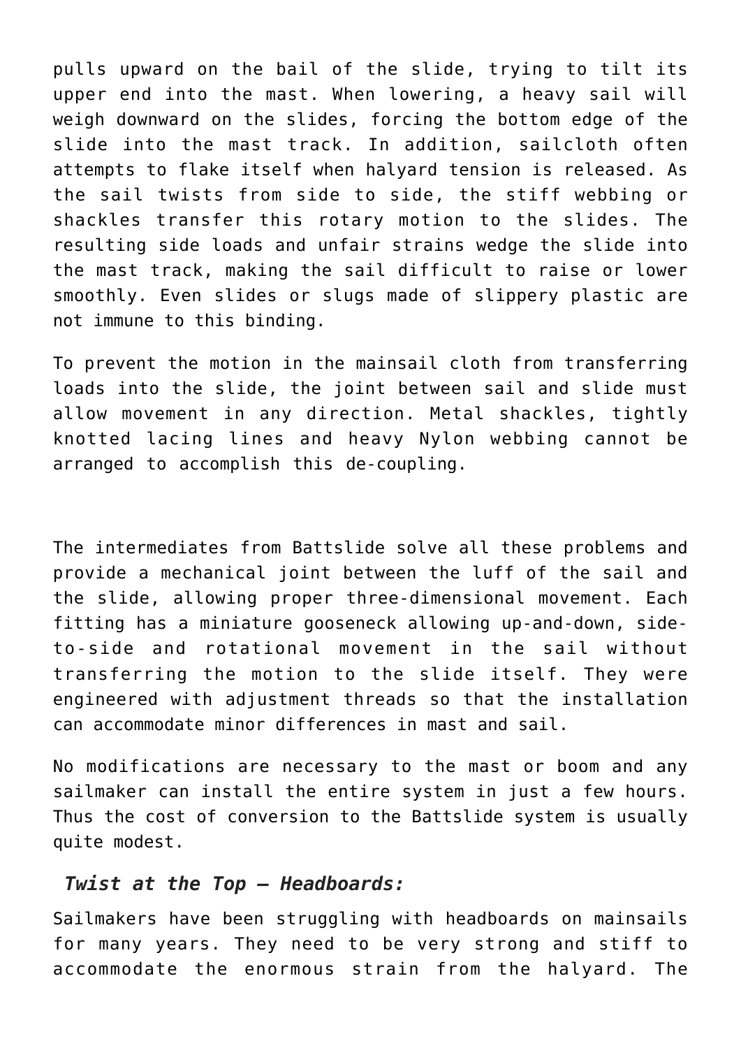pulls upward on the bail of the slide, trying to tilt its upper end into the mast. When lowering, a heavy sail will weigh downward on the slides, forcing the bottom edge of the slide into the mast track. In addition, sailcloth often attempts to flake itself when halyard tension is released. As the sail twists from side to side, the stiff webbing or shackles transfer this rotary motion to the slides. The resulting side loads and unfair strains wedge the slide into the mast track, making the sail difficult to raise or lower smoothly. Even slides or slugs made of slippery plastic are not immune to this binding.

To prevent the motion in the mainsail cloth from transferring loads into the slide, the joint between sail and slide must allow movement in any direction. Metal shackles, tightly knotted lacing lines and heavy Nylon webbing cannot be arranged to accomplish this de-coupling.

The intermediates from Battslide solve all these problems and provide a mechanical joint between the luff of the sail and the slide, allowing proper three-dimensional movement. Each fitting has a miniature gooseneck allowing up-and-down, side-to-side and rotational movement in the sail without transferring the motion to the slide itself. They were engineered with adjustment threads so that the installation can accommodate minor differences in mast and sail.

No modifications are necessary to the mast or boom and any sailmaker can install the entire system in just a few hours. Thus the cost of conversion to the Battslide system is usually quite modest.

***Twist at the Top – Headboards:***

Sailmakers have been struggling with headboards on mainsails for many years. They need to be very strong and stiff to accommodate the enormous strain from the halyard. The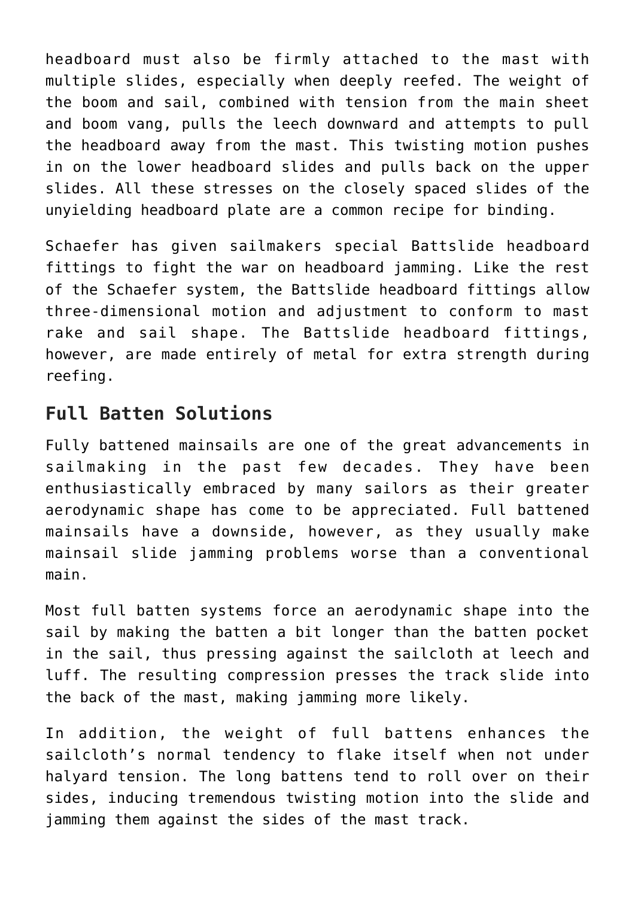headboard must also be firmly attached to the mast with multiple slides, especially when deeply reefed. The weight of the boom and sail, combined with tension from the main sheet and boom vang, pulls the leech downward and attempts to pull the headboard away from the mast. This twisting motion pushes in on the lower headboard slides and pulls back on the upper slides. All these stresses on the closely spaced slides of the unyielding headboard plate are a common recipe for binding.

Schaefer has given sailmakers special Battslide headboard fittings to fight the war on headboard jamming. Like the rest of the Schaefer system, the Battslide headboard fittings allow three-dimensional motion and adjustment to conform to mast rake and sail shape. The Battslide headboard fittings, however, are made entirely of metal for extra strength during reefing.

## Full Batten Solutions

Fully battened mainsails are one of the great advancements in sailmaking in the past few decades. They have been enthusiastically embraced by many sailors as their greater aerodynamic shape has come to be appreciated. Full battened mainsails have a downside, however, as they usually make mainsail slide jamming problems worse than a conventional main.

Most full batten systems force an aerodynamic shape into the sail by making the batten a bit longer than the batten pocket in the sail, thus pressing against the sailcloth at leech and luff. The resulting compression presses the track slide into the back of the mast, making jamming more likely.

In addition, the weight of full battens enhances the sailcloth's normal tendency to flake itself when not under halyard tension. The long battens tend to roll over on their sides, inducing tremendous twisting motion into the slide and jamming them against the sides of the mast track.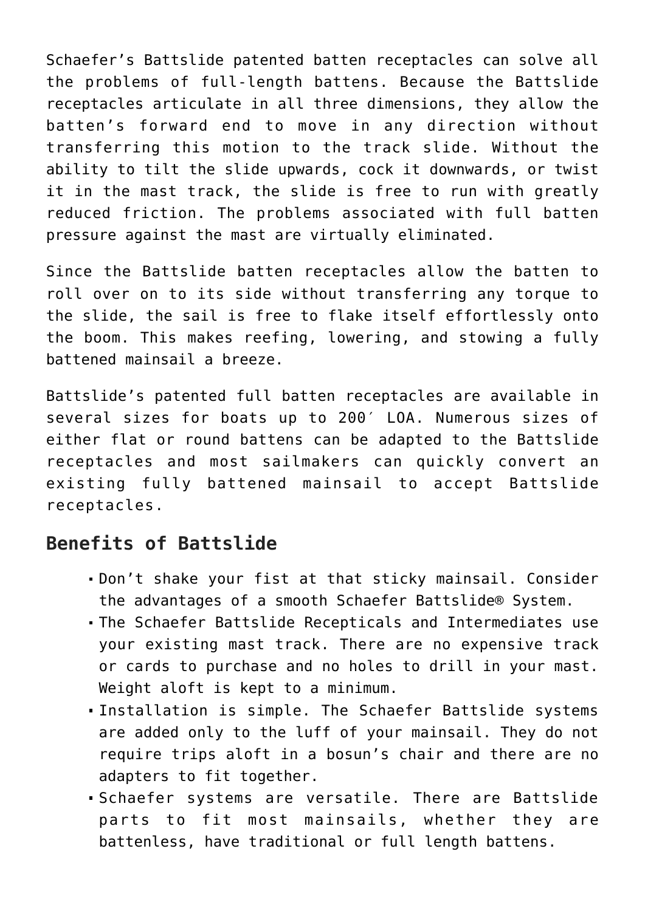Schaefer's Battslide patented batten receptacles can solve all the problems of full-length battens. Because the Battslide receptacles articulate in all three dimensions, they allow the batten's forward end to move in any direction without transferring this motion to the track slide. Without the ability to tilt the slide upwards, cock it downwards, or twist it in the mast track, the slide is free to run with greatly reduced friction. The problems associated with full batten pressure against the mast are virtually eliminated.

Since the Battslide batten receptacles allow the batten to roll over on to its side without transferring any torque to the slide, the sail is free to flake itself effortlessly onto the boom. This makes reefing, lowering, and stowing a fully battened mainsail a breeze.

Battslide's patented full batten receptacles are available in several sizes for boats up to 200′ LOA. Numerous sizes of either flat or round battens can be adapted to the Battslide receptacles and most sailmakers can quickly convert an existing fully battened mainsail to accept Battslide receptacles.

## Benefits of Battslide

- Don't shake your fist at that sticky mainsail. Consider the advantages of a smooth Schaefer Battslide® System.
- The Schaefer Battslide Recepticals and Intermediates use your existing mast track. There are no expensive track or cards to purchase and no holes to drill in your mast. Weight aloft is kept to a minimum.
- Installation is simple. The Schaefer Battslide systems are added only to the luff of your mainsail. They do not require trips aloft in a bosun's chair and there are no adapters to fit together.
- Schaefer systems are versatile. There are Battslide parts to fit most mainsails, whether they are battenless, have traditional or full length battens.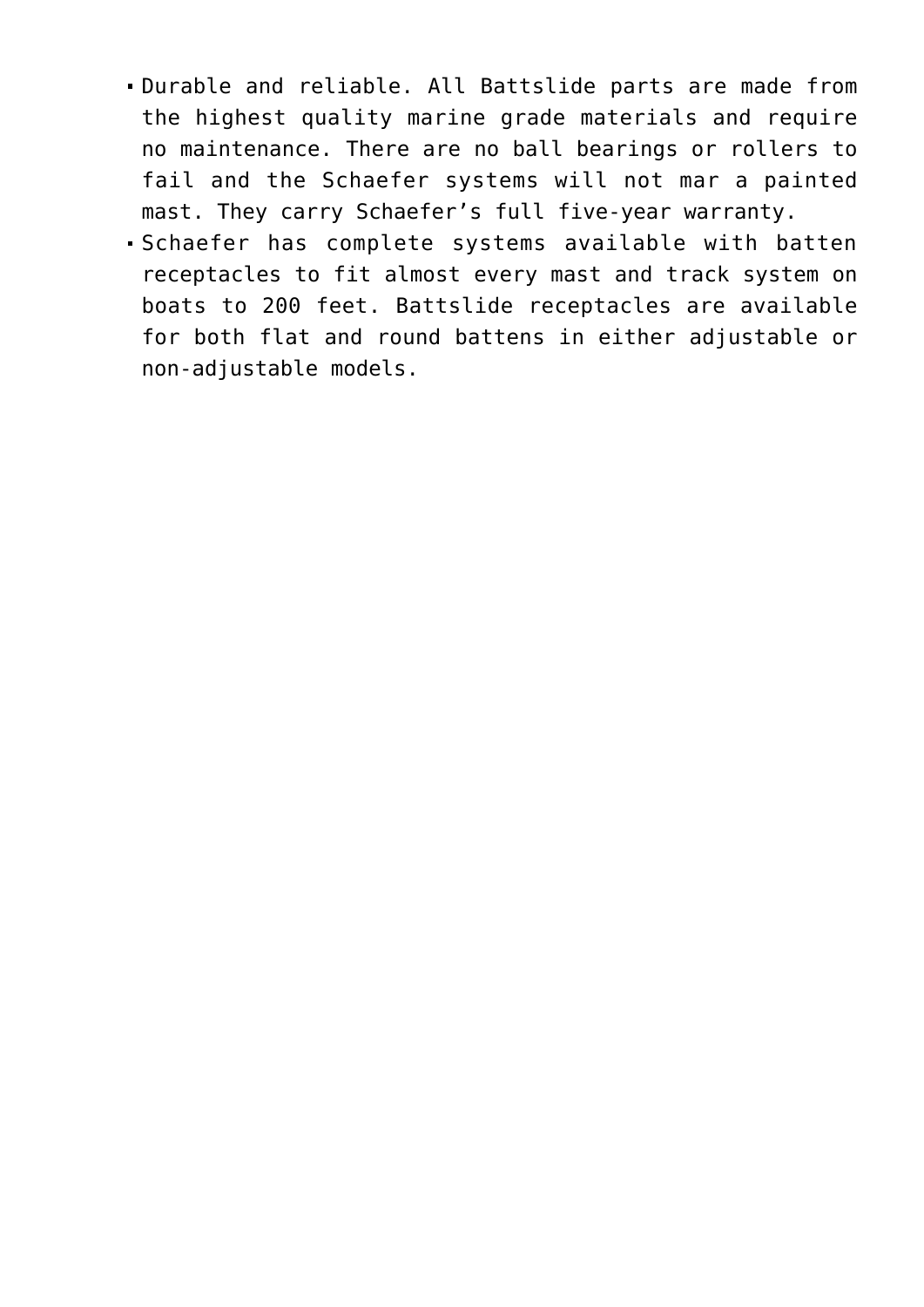- Durable and reliable. All Battslide parts are made from the highest quality marine grade materials and require no maintenance. There are no ball bearings or rollers to fail and the Schaefer systems will not mar a painted mast. They carry Schaefer's full five-year warranty.
- Schaefer has complete systems available with batten receptacles to fit almost every mast and track system on boats to 200 feet. Battslide receptacles are available for both flat and round battens in either adjustable or non-adjustable models.